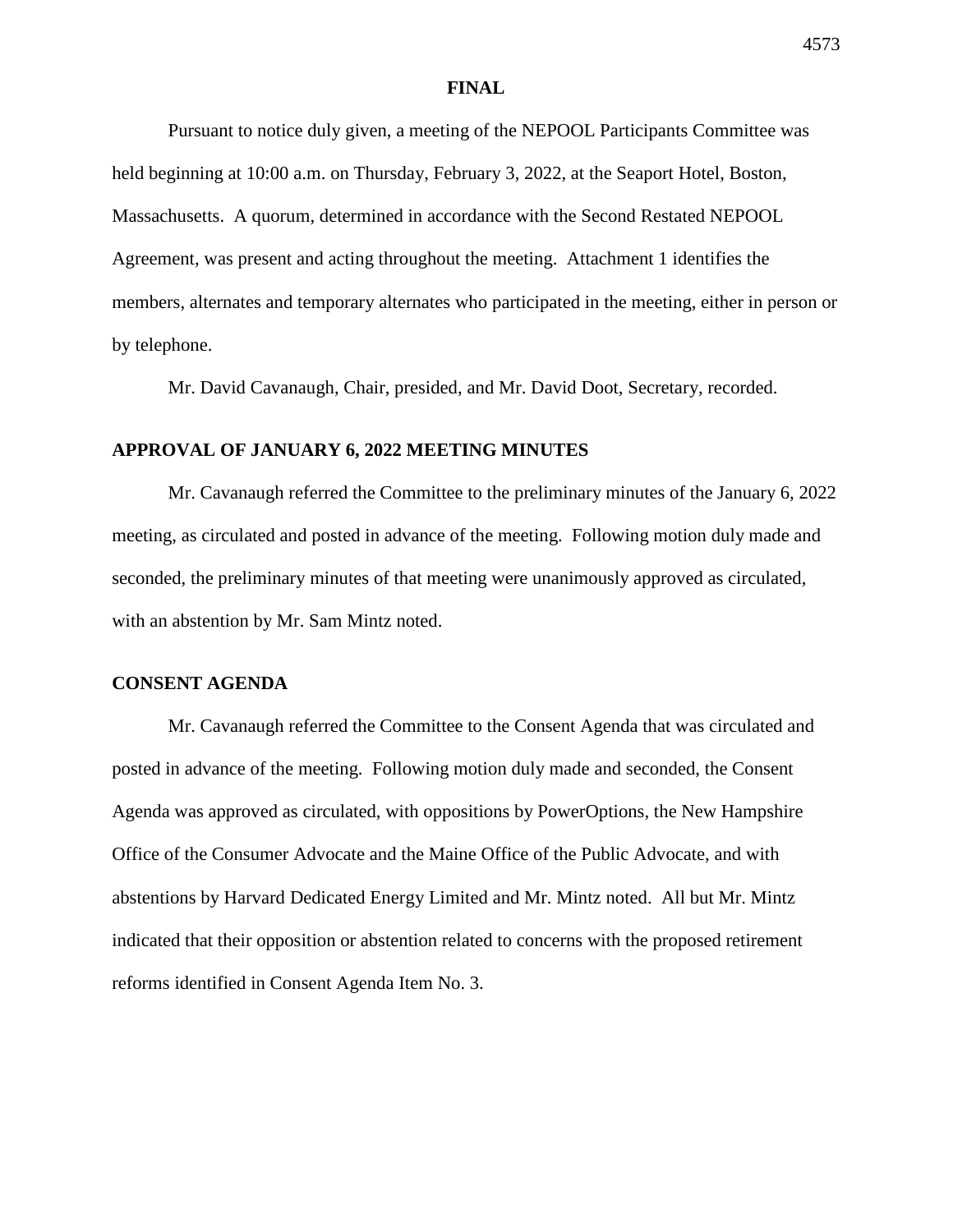**FINAL**

Pursuant to notice duly given, a meeting of the NEPOOL Participants Committee was held beginning at 10:00 a.m. on Thursday, February 3, 2022, at the Seaport Hotel, Boston, Massachusetts. A quorum, determined in accordance with the Second Restated NEPOOL Agreement, was present and acting throughout the meeting. Attachment 1 identifies the members, alternates and temporary alternates who participated in the meeting, either in person or by telephone.

Mr. David Cavanaugh, Chair, presided, and Mr. David Doot, Secretary, recorded.

## APPROVAL OF JANUARY 6, 2022 MEETING MINUTES

Mr. Cavanaugh referred the Committee to the preliminary minutes of the January 6, 2022 meeting, as circulated and posted in advance of the meeting. Following motion duly made and seconded, the preliminary minutes of that meeting were unanimously approved as circulated, with an abstention by Mr. Sam Mintz noted.

## CONSENT AGENDA

Mr. Cavanaugh referred the Committee to the Consent Agenda that was circulated and posted in advance of the meeting. Following motion duly made and seconded, the Consent Agenda was approved as circulated, with oppositions by PowerOptions, the New Hampshire Office of the Consumer Advocate and the Maine Office of the Public Advocate, and with abstentions by Harvard Dedicated Energy Limited and Mr. Mintz noted. All but Mr. Mintz indicated that their opposition or abstention related to concerns with the proposed retirement reforms identified in Consent Agenda Item No. 3.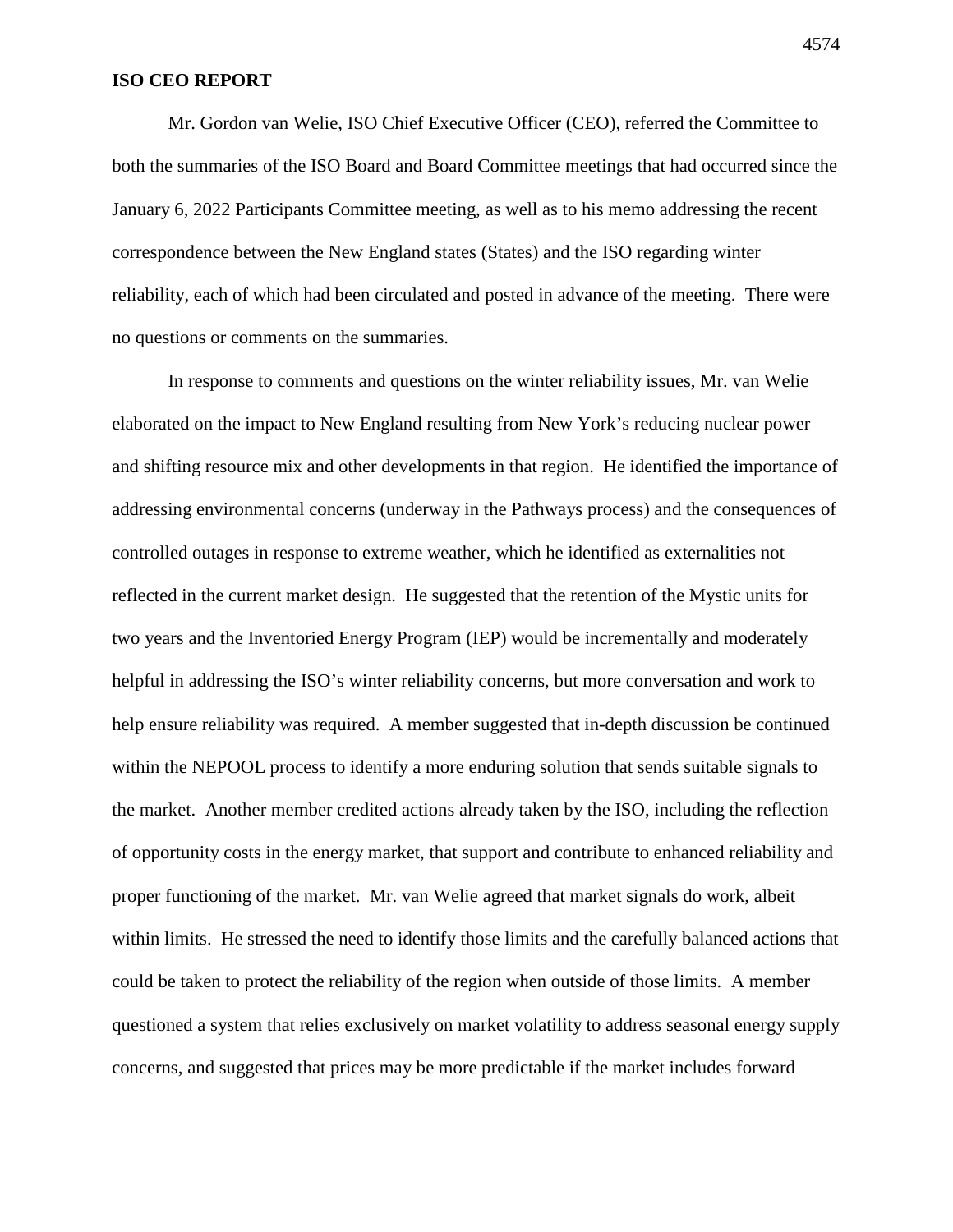**ISO CEO REPORT**

Mr. Gordon van Welie, ISO Chief Executive Officer (CEO), referred the Committee to both the summaries of the ISO Board and Board Committee meetings that had occurred since the January 6, 2022 Participants Committee meeting, as well as to his memo addressing the recent correspondence between the New England states (States) and the ISO regarding winter reliability, each of which had been circulated and posted in advance of the meeting. There were no questions or comments on the summaries.

In response to comments and questions on the winter reliability issues, Mr. van Welie elaborated on the impact to New England resulting from New York's reducing nuclear power and shifting resource mix and other developments in that region. He identified the importance of addressing environmental concerns (underway in the Pathways process) and the consequences of controlled outages in response to extreme weather, which he identified as externalities not reflected in the current market design. He suggested that the retention of the Mystic units for two years and the Inventoried Energy Program (IEP) would be incrementally and moderately helpful in addressing the ISO's winter reliability concerns, but more conversation and work to help ensure reliability was required. A member suggested that in-depth discussion be continued within the NEPOOL process to identify a more enduring solution that sends suitable signals to the market. Another member credited actions already taken by the ISO, including the reflection of opportunity costs in the energy market, that support and contribute to enhanced reliability and proper functioning of the market. Mr. van Welie agreed that market signals do work, albeit within limits. He stressed the need to identify those limits and the carefully balanced actions that could be taken to protect the reliability of the region when outside of those limits. A member questioned a system that relies exclusively on market volatility to address seasonal energy supply concerns, and suggested that prices may be more predictable if the market includes forward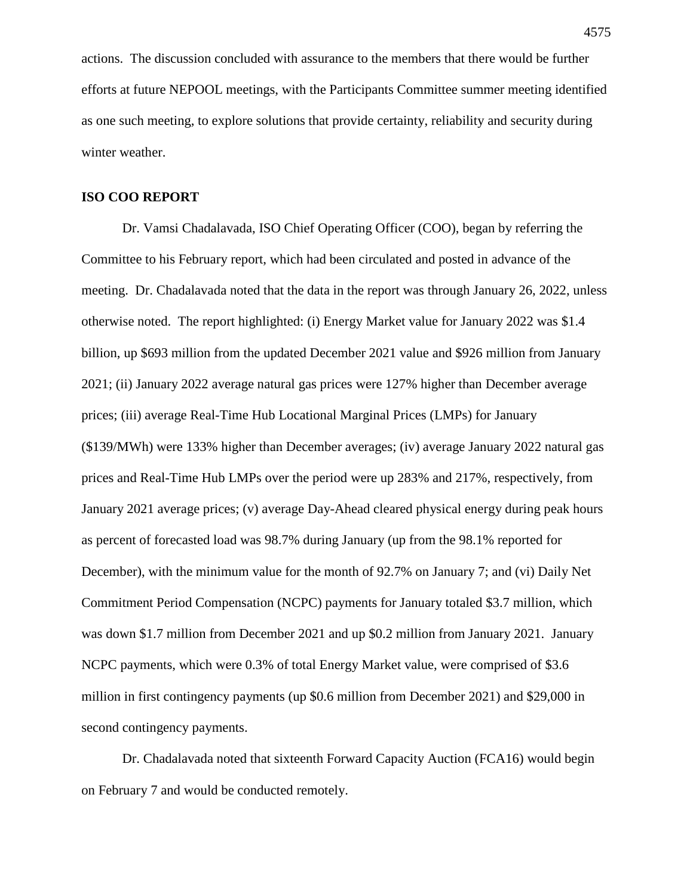actions. The discussion concluded with assurance to the members that there would be further efforts at future NEPOOL meetings, with the Participants Committee summer meeting identified as one such meeting, to explore solutions that provide certainty, reliability and security during winter weather.

## ISO COO REPORT

Dr. Vamsi Chadalavada, ISO Chief Operating Officer (COO), began by referring the Committee to his February report, which had been circulated and posted in advance of the meeting. Dr. Chadalavada noted that the data in the report was through January 26, 2022, unless otherwise noted. The report highlighted: (i) Energy Market value for January 2022 was $1.4 billion, up $693 million from the updated December 2021 value and $926 million from January 2021; (ii) January 2022 average natural gas prices were 127% higher than December average prices; (iii) average Real-Time Hub Locational Marginal Prices (LMPs) for January ($139/MWh) were 133% higher than December averages; (iv) average January 2022 natural gas prices and Real-Time Hub LMPs over the period were up 283% and 217%, respectively, from January 2021 average prices; (v) average Day-Ahead cleared physical energy during peak hours as percent of forecasted load was 98.7% during January (up from the 98.1% reported for December), with the minimum value for the month of 92.7% on January 7; and (vi) Daily Net Commitment Period Compensation (NCPC) payments for January totaled $3.7 million, which was down $1.7 million from December 2021 and up $0.2 million from January 2021. January NCPC payments, which were 0.3% of total Energy Market value, were comprised of $3.6 million in first contingency payments (up $0.6 million from December 2021) and $29,000 in second contingency payments.

Dr. Chadalavada noted that sixteenth Forward Capacity Auction (FCA16) would begin on February 7 and would be conducted remotely.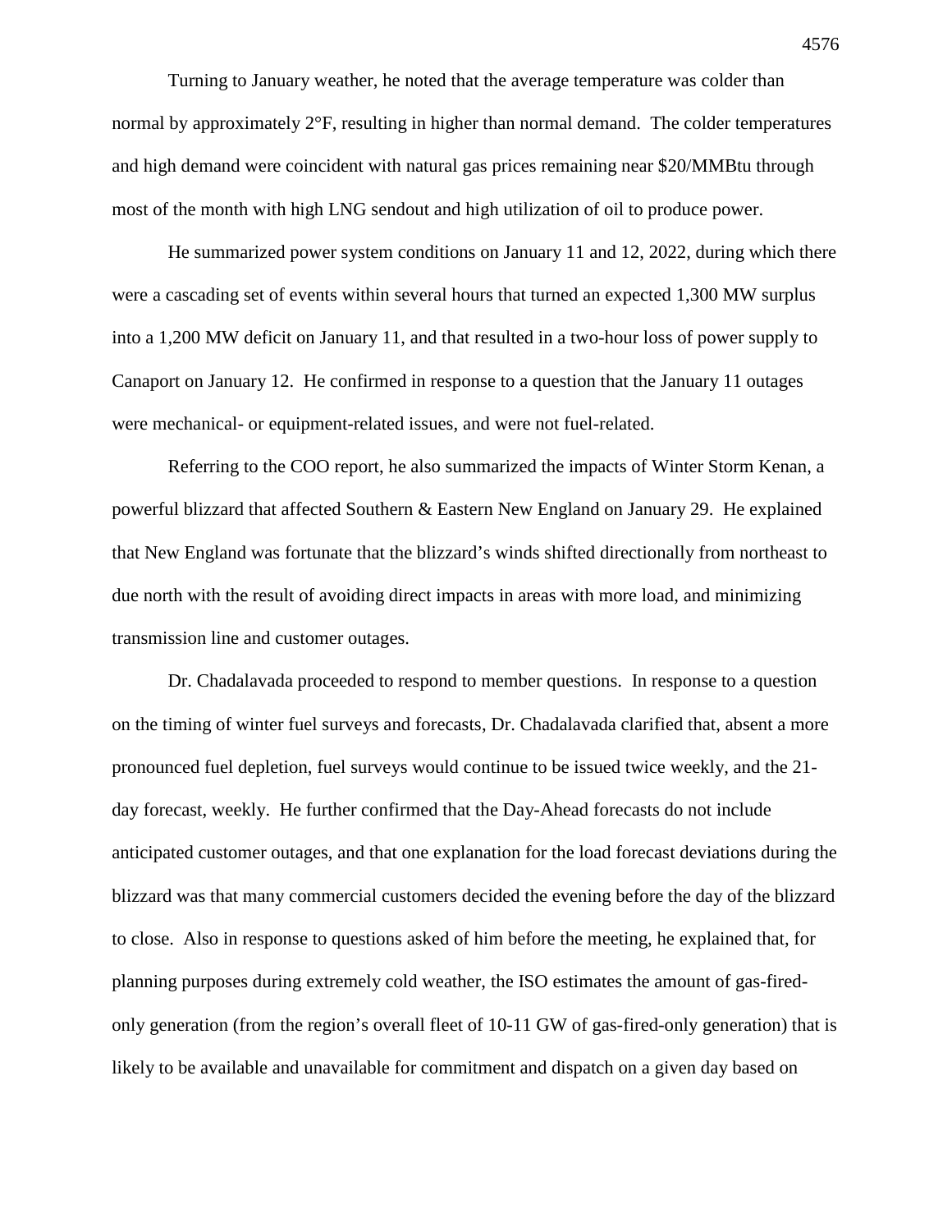Turning to January weather, he noted that the average temperature was colder than normal by approximately 2°F, resulting in higher than normal demand. The colder temperatures and high demand were coincident with natural gas prices remaining near $20/MMBtu through most of the month with high LNG sendout and high utilization of oil to produce power.

He summarized power system conditions on January 11 and 12, 2022, during which there were a cascading set of events within several hours that turned an expected 1,300 MW surplus into a 1,200 MW deficit on January 11, and that resulted in a two-hour loss of power supply to Canaport on January 12. He confirmed in response to a question that the January 11 outages were mechanical- or equipment-related issues, and were not fuel-related.

Referring to the COO report, he also summarized the impacts of Winter Storm Kenan, a powerful blizzard that affected Southern & Eastern New England on January 29. He explained that New England was fortunate that the blizzard's winds shifted directionally from northeast to due north with the result of avoiding direct impacts in areas with more load, and minimizing transmission line and customer outages.

Dr. Chadalavada proceeded to respond to member questions. In response to a question on the timing of winter fuel surveys and forecasts, Dr. Chadalavada clarified that, absent a more pronounced fuel depletion, fuel surveys would continue to be issued twice weekly, and the 21-day forecast, weekly. He further confirmed that the Day-Ahead forecasts do not include anticipated customer outages, and that one explanation for the load forecast deviations during the blizzard was that many commercial customers decided the evening before the day of the blizzard to close. Also in response to questions asked of him before the meeting, he explained that, for planning purposes during extremely cold weather, the ISO estimates the amount of gas-fired-only generation (from the region's overall fleet of 10-11 GW of gas-fired-only generation) that is likely to be available and unavailable for commitment and dispatch on a given day based on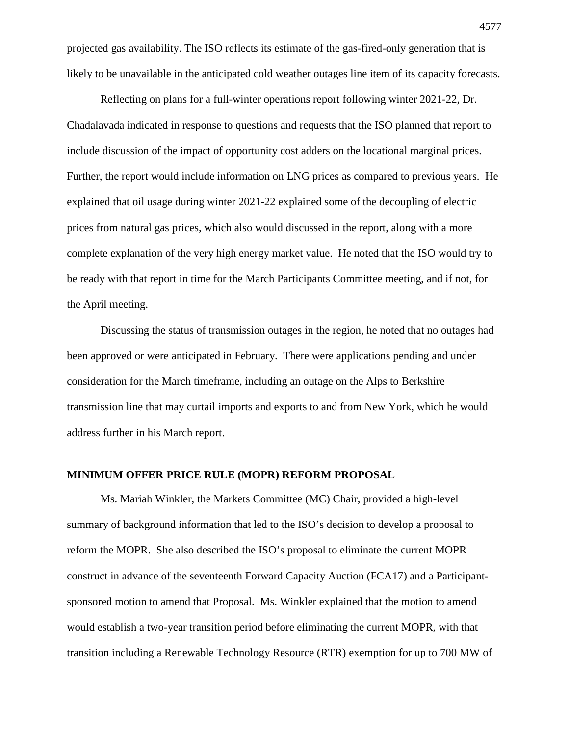projected gas availability. The ISO reflects its estimate of the gas-fired-only generation that is likely to be unavailable in the anticipated cold weather outages line item of its capacity forecasts.

Reflecting on plans for a full-winter operations report following winter 2021-22, Dr. Chadalavada indicated in response to questions and requests that the ISO planned that report to include discussion of the impact of opportunity cost adders on the locational marginal prices. Further, the report would include information on LNG prices as compared to previous years. He explained that oil usage during winter 2021-22 explained some of the decoupling of electric prices from natural gas prices, which also would discussed in the report, along with a more complete explanation of the very high energy market value. He noted that the ISO would try to be ready with that report in time for the March Participants Committee meeting, and if not, for the April meeting.

Discussing the status of transmission outages in the region, he noted that no outages had been approved or were anticipated in February. There were applications pending and under consideration for the March timeframe, including an outage on the Alps to Berkshire transmission line that may curtail imports and exports to and from New York, which he would address further in his March report.

## MINIMUM OFFER PRICE RULE (MOPR) REFORM PROPOSAL

Ms. Mariah Winkler, the Markets Committee (MC) Chair, provided a high-level summary of background information that led to the ISO's decision to develop a proposal to reform the MOPR. She also described the ISO's proposal to eliminate the current MOPR construct in advance of the seventeenth Forward Capacity Auction (FCA17) and a Participant-sponsored motion to amend that Proposal. Ms. Winkler explained that the motion to amend would establish a two-year transition period before eliminating the current MOPR, with that transition including a Renewable Technology Resource (RTR) exemption for up to 700 MW of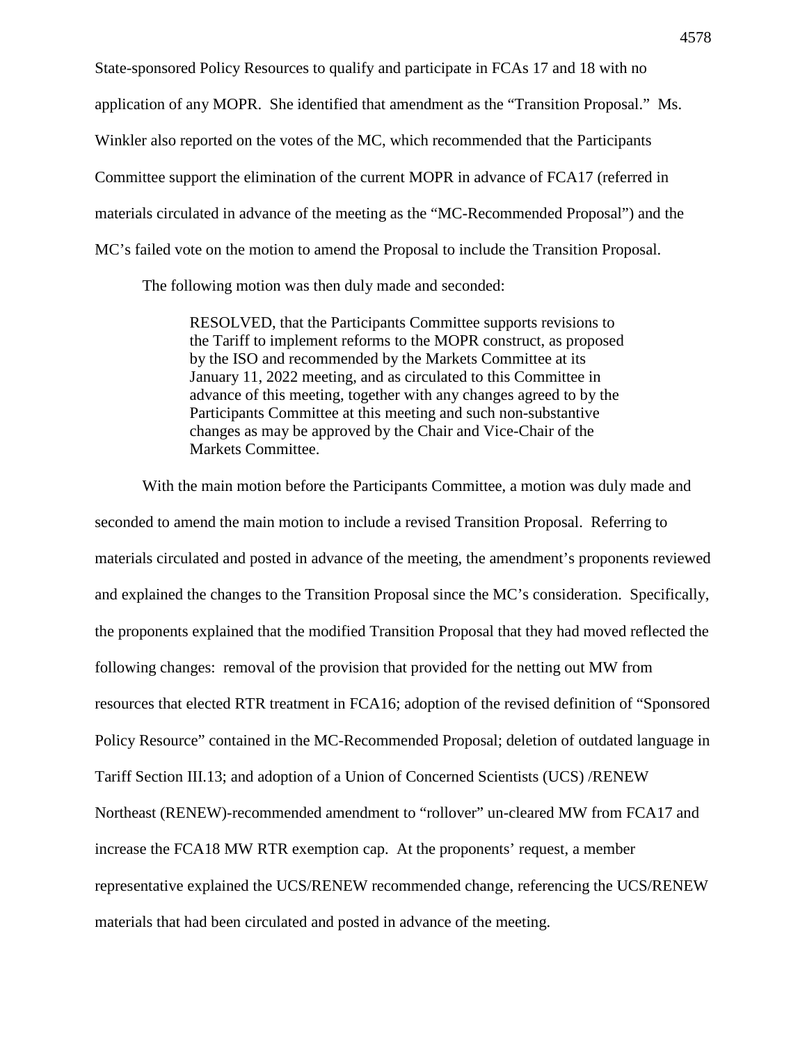State-sponsored Policy Resources to qualify and participate in FCAs 17 and 18 with no application of any MOPR. She identified that amendment as the "Transition Proposal." Ms. Winkler also reported on the votes of the MC, which recommended that the Participants Committee support the elimination of the current MOPR in advance of FCA17 (referred in materials circulated in advance of the meeting as the "MC-Recommended Proposal") and the MC's failed vote on the motion to amend the Proposal to include the Transition Proposal.

The following motion was then duly made and seconded:

> RESOLVED, that the Participants Committee supports revisions to the Tariff to implement reforms to the MOPR construct, as proposed by the ISO and recommended by the Markets Committee at its January 11, 2022 meeting, and as circulated to this Committee in advance of this meeting, together with any changes agreed to by the Participants Committee at this meeting and such non-substantive changes as may be approved by the Chair and Vice-Chair of the Markets Committee.

With the main motion before the Participants Committee, a motion was duly made and seconded to amend the main motion to include a revised Transition Proposal. Referring to materials circulated and posted in advance of the meeting, the amendment's proponents reviewed and explained the changes to the Transition Proposal since the MC's consideration. Specifically, the proponents explained that the modified Transition Proposal that they had moved reflected the following changes: removal of the provision that provided for the netting out MW from resources that elected RTR treatment in FCA16; adoption of the revised definition of "Sponsored Policy Resource" contained in the MC-Recommended Proposal; deletion of outdated language in Tariff Section III.13; and adoption of a Union of Concerned Scientists (UCS) /RENEW Northeast (RENEW)-recommended amendment to "rollover" un-cleared MW from FCA17 and increase the FCA18 MW RTR exemption cap. At the proponents' request, a member representative explained the UCS/RENEW recommended change, referencing the UCS/RENEW materials that had been circulated and posted in advance of the meeting.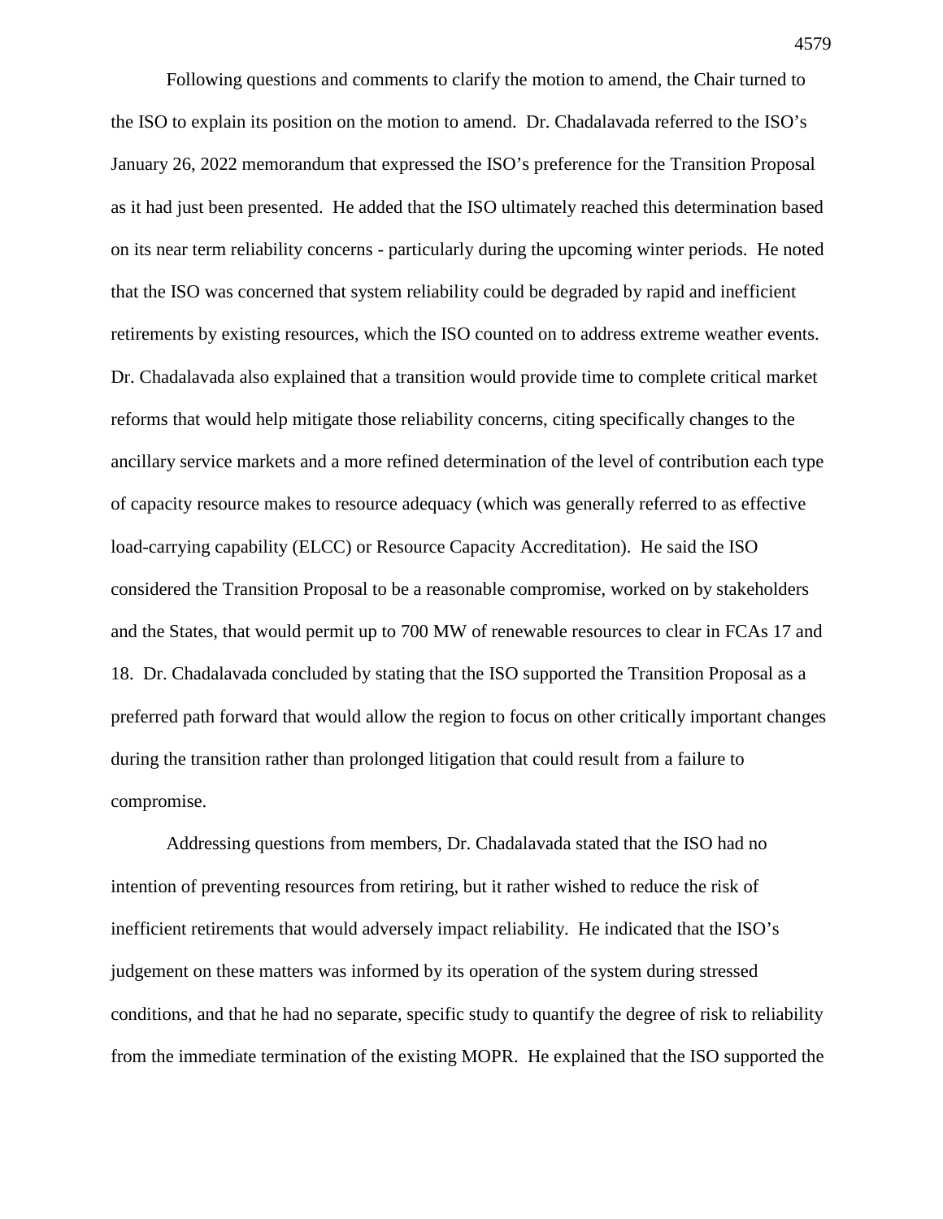Following questions and comments to clarify the motion to amend, the Chair turned to the ISO to explain its position on the motion to amend. Dr. Chadalavada referred to the ISO's January 26, 2022 memorandum that expressed the ISO's preference for the Transition Proposal as it had just been presented. He added that the ISO ultimately reached this determination based on its near term reliability concerns - particularly during the upcoming winter periods. He noted that the ISO was concerned that system reliability could be degraded by rapid and inefficient retirements by existing resources, which the ISO counted on to address extreme weather events. Dr. Chadalavada also explained that a transition would provide time to complete critical market reforms that would help mitigate those reliability concerns, citing specifically changes to the ancillary service markets and a more refined determination of the level of contribution each type of capacity resource makes to resource adequacy (which was generally referred to as effective load-carrying capability (ELCC) or Resource Capacity Accreditation). He said the ISO considered the Transition Proposal to be a reasonable compromise, worked on by stakeholders and the States, that would permit up to 700 MW of renewable resources to clear in FCAs 17 and 18. Dr. Chadalavada concluded by stating that the ISO supported the Transition Proposal as a preferred path forward that would allow the region to focus on other critically important changes during the transition rather than prolonged litigation that could result from a failure to compromise.

Addressing questions from members, Dr. Chadalavada stated that the ISO had no intention of preventing resources from retiring, but it rather wished to reduce the risk of inefficient retirements that would adversely impact reliability. He indicated that the ISO's judgement on these matters was informed by its operation of the system during stressed conditions, and that he had no separate, specific study to quantify the degree of risk to reliability from the immediate termination of the existing MOPR. He explained that the ISO supported the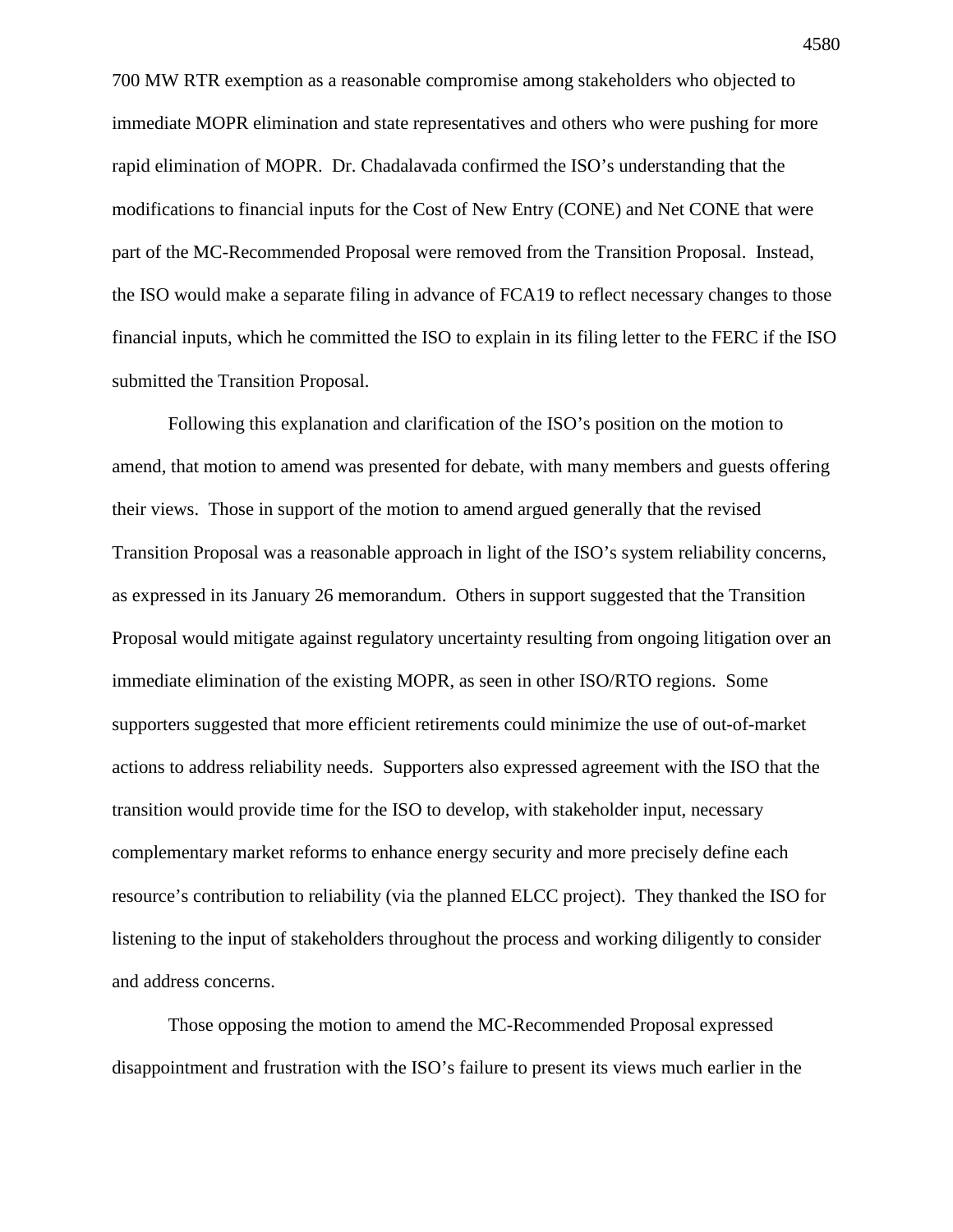700 MW RTR exemption as a reasonable compromise among stakeholders who objected to immediate MOPR elimination and state representatives and others who were pushing for more rapid elimination of MOPR. Dr. Chadalavada confirmed the ISO's understanding that the modifications to financial inputs for the Cost of New Entry (CONE) and Net CONE that were part of the MC-Recommended Proposal were removed from the Transition Proposal. Instead, the ISO would make a separate filing in advance of FCA19 to reflect necessary changes to those financial inputs, which he committed the ISO to explain in its filing letter to the FERC if the ISO submitted the Transition Proposal.

Following this explanation and clarification of the ISO's position on the motion to amend, that motion to amend was presented for debate, with many members and guests offering their views. Those in support of the motion to amend argued generally that the revised Transition Proposal was a reasonable approach in light of the ISO's system reliability concerns, as expressed in its January 26 memorandum. Others in support suggested that the Transition Proposal would mitigate against regulatory uncertainty resulting from ongoing litigation over an immediate elimination of the existing MOPR, as seen in other ISO/RTO regions. Some supporters suggested that more efficient retirements could minimize the use of out-of-market actions to address reliability needs. Supporters also expressed agreement with the ISO that the transition would provide time for the ISO to develop, with stakeholder input, necessary complementary market reforms to enhance energy security and more precisely define each resource's contribution to reliability (via the planned ELCC project). They thanked the ISO for listening to the input of stakeholders throughout the process and working diligently to consider and address concerns.

Those opposing the motion to amend the MC-Recommended Proposal expressed disappointment and frustration with the ISO's failure to present its views much earlier in the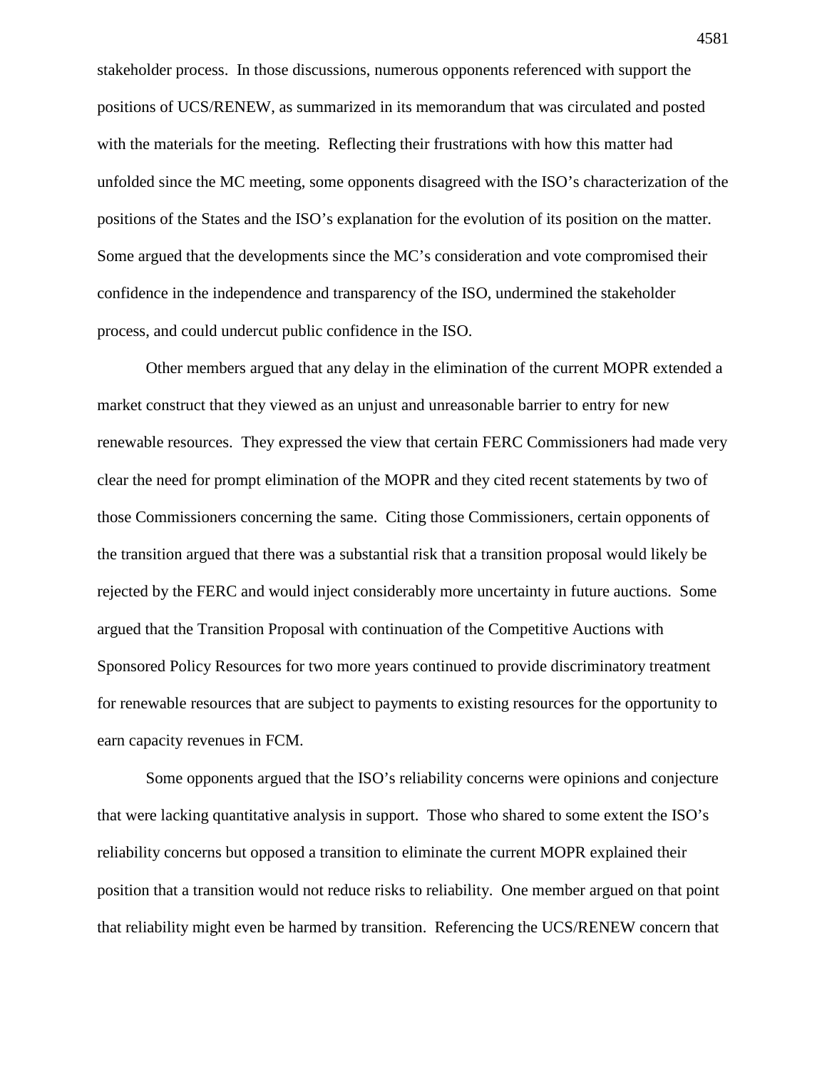stakeholder process. In those discussions, numerous opponents referenced with support the positions of UCS/RENEW, as summarized in its memorandum that was circulated and posted with the materials for the meeting. Reflecting their frustrations with how this matter had unfolded since the MC meeting, some opponents disagreed with the ISO's characterization of the positions of the States and the ISO's explanation for the evolution of its position on the matter. Some argued that the developments since the MC's consideration and vote compromised their confidence in the independence and transparency of the ISO, undermined the stakeholder process, and could undercut public confidence in the ISO.

Other members argued that any delay in the elimination of the current MOPR extended a market construct that they viewed as an unjust and unreasonable barrier to entry for new renewable resources. They expressed the view that certain FERC Commissioners had made very clear the need for prompt elimination of the MOPR and they cited recent statements by two of those Commissioners concerning the same. Citing those Commissioners, certain opponents of the transition argued that there was a substantial risk that a transition proposal would likely be rejected by the FERC and would inject considerably more uncertainty in future auctions. Some argued that the Transition Proposal with continuation of the Competitive Auctions with Sponsored Policy Resources for two more years continued to provide discriminatory treatment for renewable resources that are subject to payments to existing resources for the opportunity to earn capacity revenues in FCM.

Some opponents argued that the ISO's reliability concerns were opinions and conjecture that were lacking quantitative analysis in support. Those who shared to some extent the ISO's reliability concerns but opposed a transition to eliminate the current MOPR explained their position that a transition would not reduce risks to reliability. One member argued on that point that reliability might even be harmed by transition. Referencing the UCS/RENEW concern that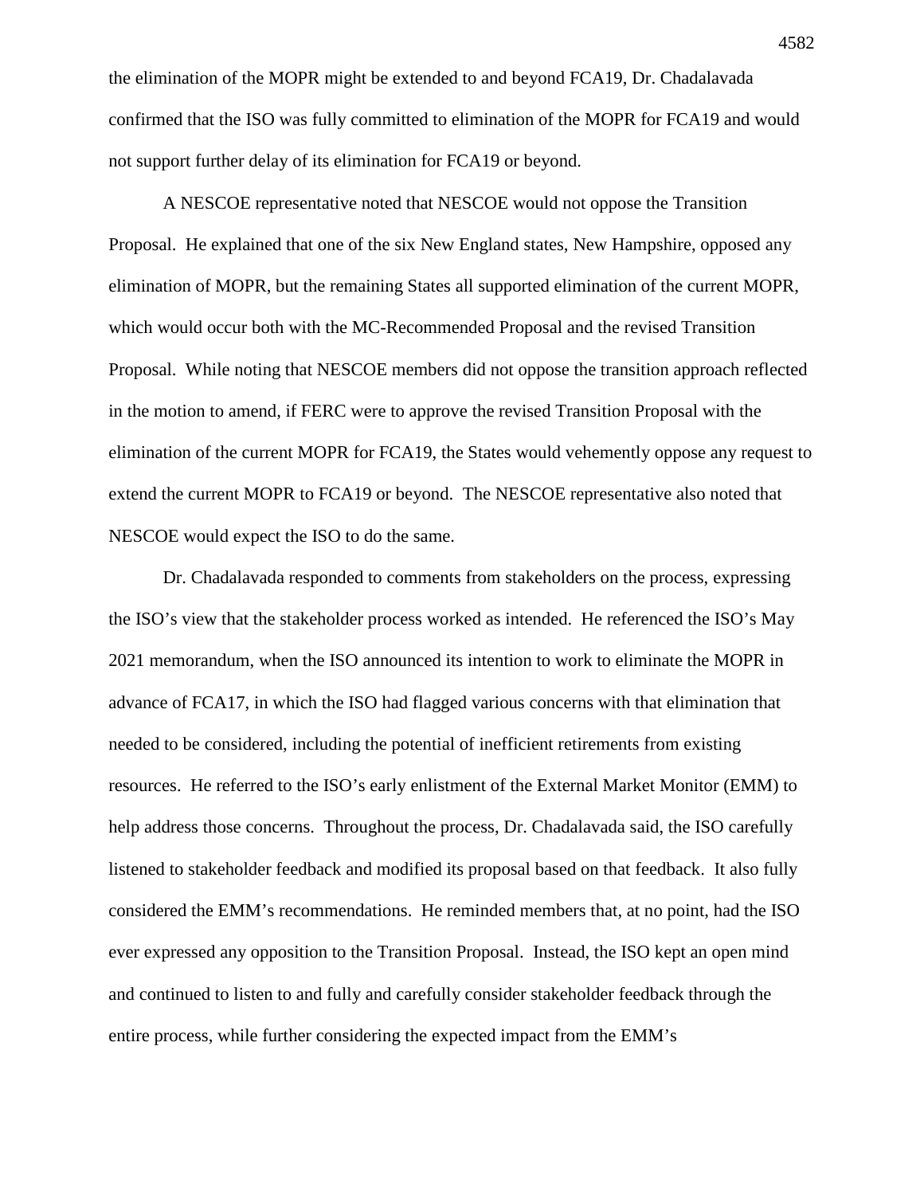the elimination of the MOPR might be extended to and beyond FCA19, Dr. Chadalavada confirmed that the ISO was fully committed to elimination of the MOPR for FCA19 and would not support further delay of its elimination for FCA19 or beyond.

A NESCOE representative noted that NESCOE would not oppose the Transition Proposal. He explained that one of the six New England states, New Hampshire, opposed any elimination of MOPR, but the remaining States all supported elimination of the current MOPR, which would occur both with the MC-Recommended Proposal and the revised Transition Proposal. While noting that NESCOE members did not oppose the transition approach reflected in the motion to amend, if FERC were to approve the revised Transition Proposal with the elimination of the current MOPR for FCA19, the States would vehemently oppose any request to extend the current MOPR to FCA19 or beyond. The NESCOE representative also noted that NESCOE would expect the ISO to do the same.

Dr. Chadalavada responded to comments from stakeholders on the process, expressing the ISO's view that the stakeholder process worked as intended. He referenced the ISO's May 2021 memorandum, when the ISO announced its intention to work to eliminate the MOPR in advance of FCA17, in which the ISO had flagged various concerns with that elimination that needed to be considered, including the potential of inefficient retirements from existing resources. He referred to the ISO's early enlistment of the External Market Monitor (EMM) to help address those concerns. Throughout the process, Dr. Chadalavada said, the ISO carefully listened to stakeholder feedback and modified its proposal based on that feedback. It also fully considered the EMM's recommendations. He reminded members that, at no point, had the ISO ever expressed any opposition to the Transition Proposal. Instead, the ISO kept an open mind and continued to listen to and fully and carefully consider stakeholder feedback through the entire process, while further considering the expected impact from the EMM's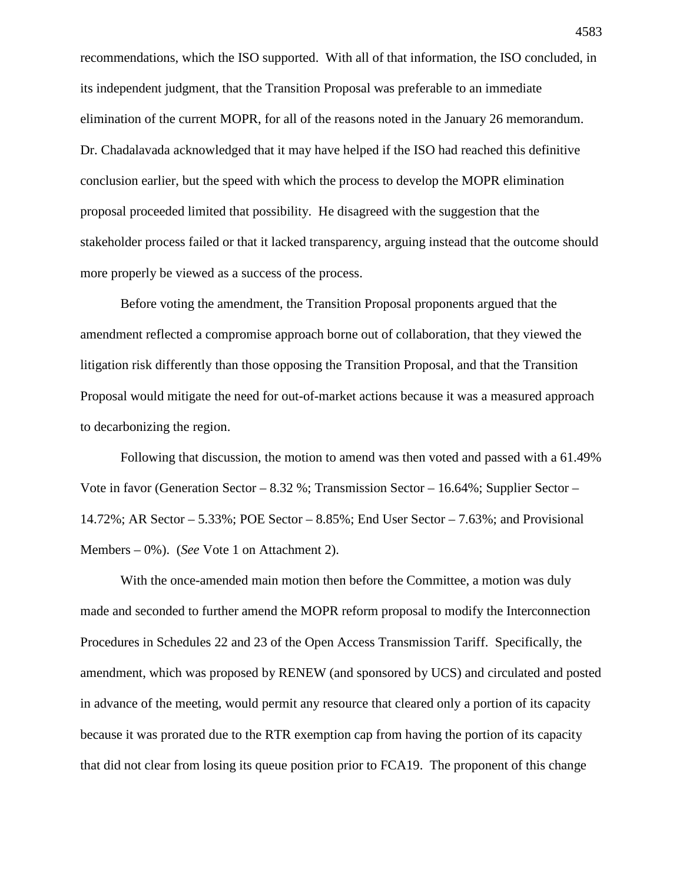recommendations, which the ISO supported. With all of that information, the ISO concluded, in its independent judgment, that the Transition Proposal was preferable to an immediate elimination of the current MOPR, for all of the reasons noted in the January 26 memorandum. Dr. Chadalavada acknowledged that it may have helped if the ISO had reached this definitive conclusion earlier, but the speed with which the process to develop the MOPR elimination proposal proceeded limited that possibility. He disagreed with the suggestion that the stakeholder process failed or that it lacked transparency, arguing instead that the outcome should more properly be viewed as a success of the process.

Before voting the amendment, the Transition Proposal proponents argued that the amendment reflected a compromise approach borne out of collaboration, that they viewed the litigation risk differently than those opposing the Transition Proposal, and that the Transition Proposal would mitigate the need for out-of-market actions because it was a measured approach to decarbonizing the region.

Following that discussion, the motion to amend was then voted and passed with a 61.49% Vote in favor (Generation Sector – 8.32 %; Transmission Sector – 16.64%; Supplier Sector – 14.72%; AR Sector – 5.33%; POE Sector – 8.85%; End User Sector – 7.63%; and Provisional Members – 0%). (*See* Vote 1 on Attachment 2).

With the once-amended main motion then before the Committee, a motion was duly made and seconded to further amend the MOPR reform proposal to modify the Interconnection Procedures in Schedules 22 and 23 of the Open Access Transmission Tariff. Specifically, the amendment, which was proposed by RENEW (and sponsored by UCS) and circulated and posted in advance of the meeting, would permit any resource that cleared only a portion of its capacity because it was prorated due to the RTR exemption cap from having the portion of its capacity that did not clear from losing its queue position prior to FCA19. The proponent of this change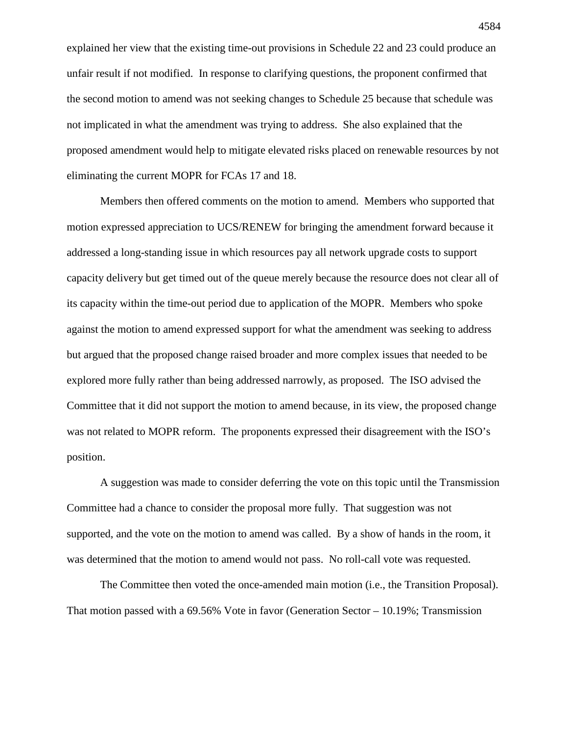explained her view that the existing time-out provisions in Schedule 22 and 23 could produce an unfair result if not modified. In response to clarifying questions, the proponent confirmed that the second motion to amend was not seeking changes to Schedule 25 because that schedule was not implicated in what the amendment was trying to address. She also explained that the proposed amendment would help to mitigate elevated risks placed on renewable resources by not eliminating the current MOPR for FCAs 17 and 18.

Members then offered comments on the motion to amend. Members who supported that motion expressed appreciation to UCS/RENEW for bringing the amendment forward because it addressed a long-standing issue in which resources pay all network upgrade costs to support capacity delivery but get timed out of the queue merely because the resource does not clear all of its capacity within the time-out period due to application of the MOPR. Members who spoke against the motion to amend expressed support for what the amendment was seeking to address but argued that the proposed change raised broader and more complex issues that needed to be explored more fully rather than being addressed narrowly, as proposed. The ISO advised the Committee that it did not support the motion to amend because, in its view, the proposed change was not related to MOPR reform. The proponents expressed their disagreement with the ISO's position.

A suggestion was made to consider deferring the vote on this topic until the Transmission Committee had a chance to consider the proposal more fully. That suggestion was not supported, and the vote on the motion to amend was called. By a show of hands in the room, it was determined that the motion to amend would not pass. No roll-call vote was requested.

The Committee then voted the once-amended main motion (i.e., the Transition Proposal). That motion passed with a 69.56% Vote in favor (Generation Sector – 10.19%; Transmission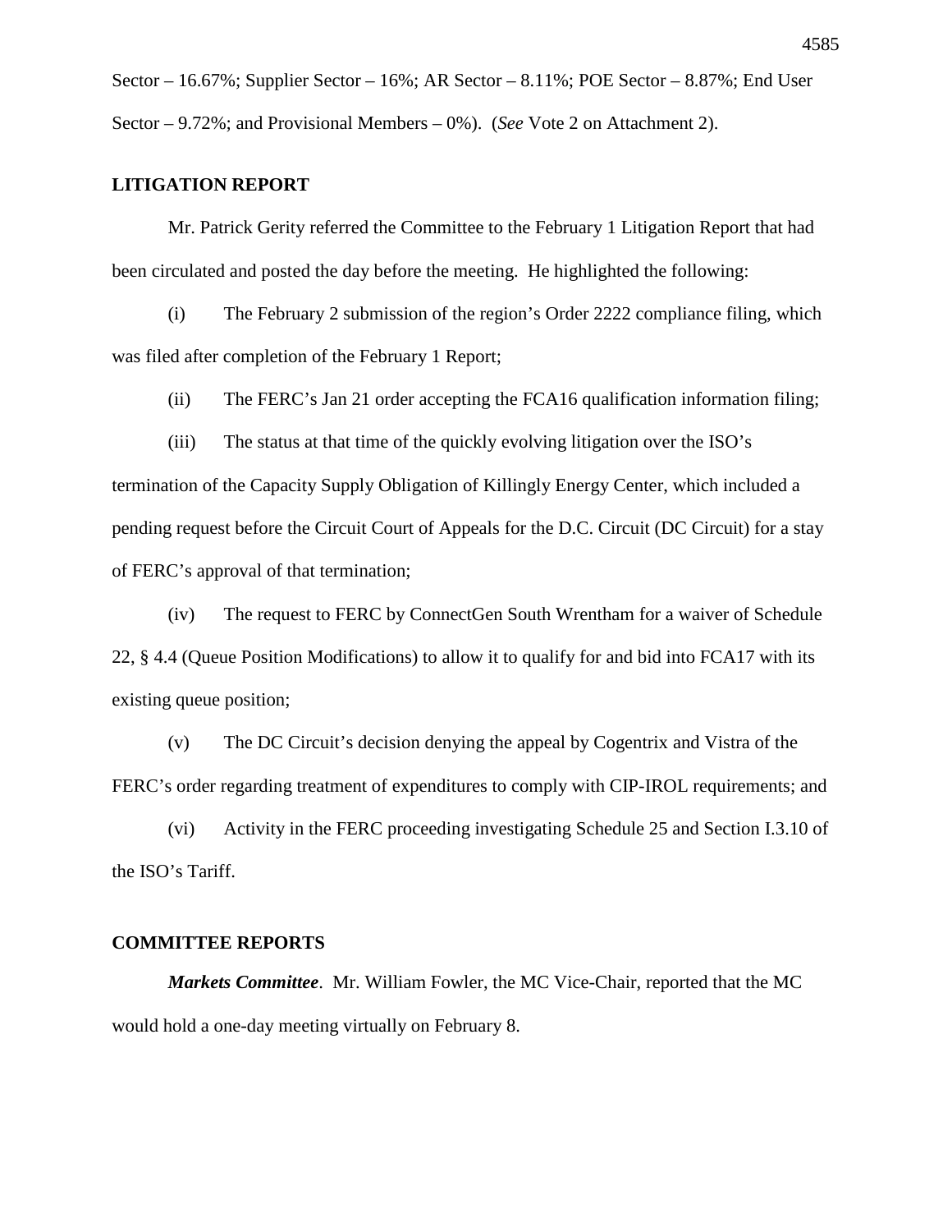Sector – 16.67%; Supplier Sector – 16%; AR Sector – 8.11%; POE Sector – 8.87%; End User Sector – 9.72%; and Provisional Members – 0%). (*See* Vote 2 on Attachment 2).

## LITIGATION REPORT

Mr. Patrick Gerity referred the Committee to the February 1 Litigation Report that had been circulated and posted the day before the meeting. He highlighted the following:

(i) The February 2 submission of the region's Order 2222 compliance filing, which was filed after completion of the February 1 Report;

(ii) The FERC's Jan 21 order accepting the FCA16 qualification information filing;

(iii) The status at that time of the quickly evolving litigation over the ISO's termination of the Capacity Supply Obligation of Killingly Energy Center, which included a pending request before the Circuit Court of Appeals for the D.C. Circuit (DC Circuit) for a stay of FERC's approval of that termination;

(iv) The request to FERC by ConnectGen South Wrentham for a waiver of Schedule 22, § 4.4 (Queue Position Modifications) to allow it to qualify for and bid into FCA17 with its existing queue position;

(v) The DC Circuit's decision denying the appeal by Cogentrix and Vistra of the FERC's order regarding treatment of expenditures to comply with CIP-IROL requirements; and

(vi) Activity in the FERC proceeding investigating Schedule 25 and Section I.3.10 of the ISO's Tariff.

## COMMITTEE REPORTS

***Markets Committee***. Mr. William Fowler, the MC Vice-Chair, reported that the MC would hold a one-day meeting virtually on February 8.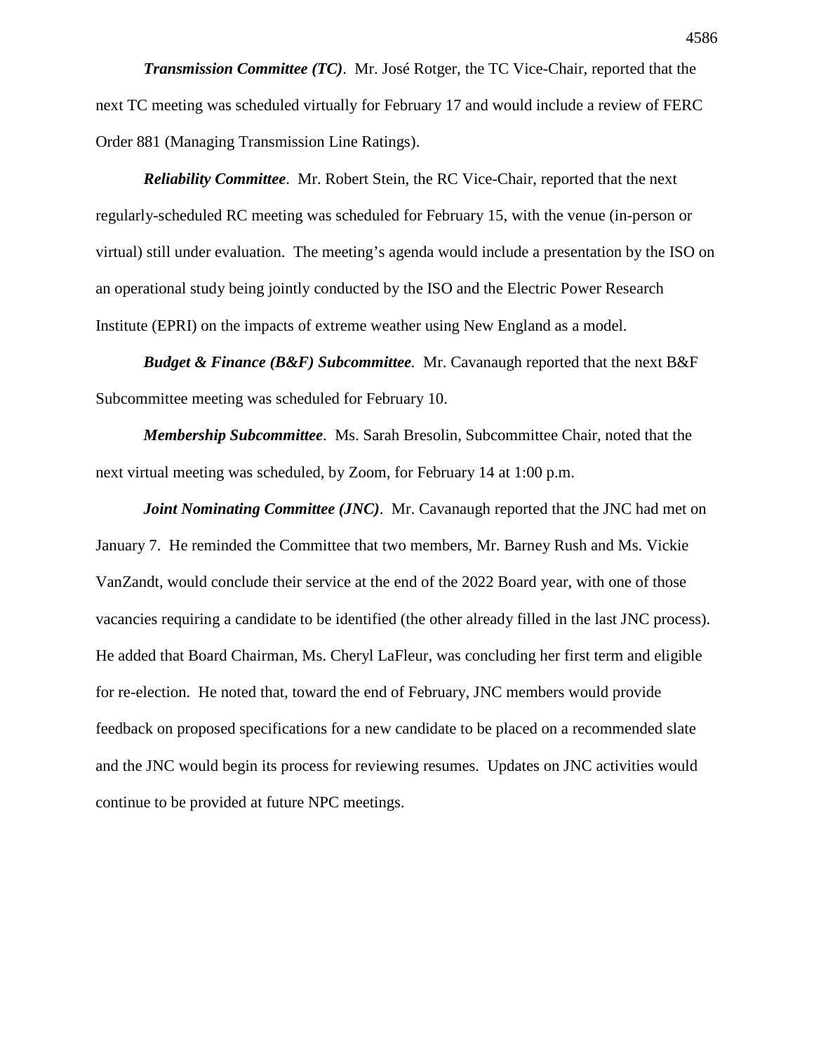***Transmission Committee (TC)***. Mr. José Rotger, the TC Vice-Chair, reported that the next TC meeting was scheduled virtually for February 17 and would include a review of FERC Order 881 (Managing Transmission Line Ratings).

***Reliability Committee***. Mr. Robert Stein, the RC Vice-Chair, reported that the next regularly-scheduled RC meeting was scheduled for February 15, with the venue (in-person or virtual) still under evaluation. The meeting's agenda would include a presentation by the ISO on an operational study being jointly conducted by the ISO and the Electric Power Research Institute (EPRI) on the impacts of extreme weather using New England as a model.

***Budget & Finance (B&F) Subcommittee***. Mr. Cavanaugh reported that the next B&F Subcommittee meeting was scheduled for February 10.

***Membership Subcommittee***. Ms. Sarah Bresolin, Subcommittee Chair, noted that the next virtual meeting was scheduled, by Zoom, for February 14 at 1:00 p.m.

***Joint Nominating Committee (JNC)***. Mr. Cavanaugh reported that the JNC had met on January 7. He reminded the Committee that two members, Mr. Barney Rush and Ms. Vickie VanZandt, would conclude their service at the end of the 2022 Board year, with one of those vacancies requiring a candidate to be identified (the other already filled in the last JNC process). He added that Board Chairman, Ms. Cheryl LaFleur, was concluding her first term and eligible for re-election. He noted that, toward the end of February, JNC members would provide feedback on proposed specifications for a new candidate to be placed on a recommended slate and the JNC would begin its process for reviewing resumes. Updates on JNC activities would continue to be provided at future NPC meetings.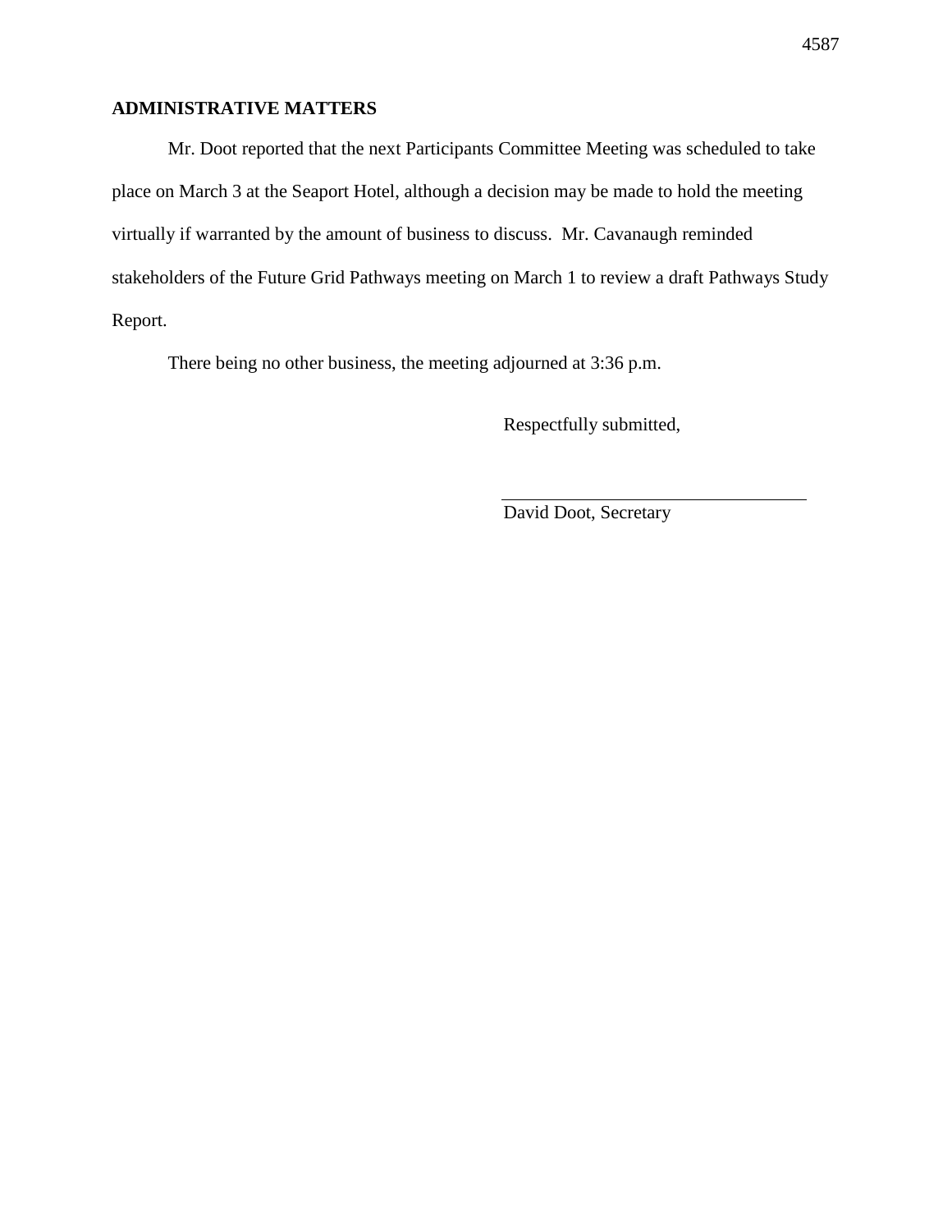## ADMINISTRATIVE MATTERS

Mr. Doot reported that the next Participants Committee Meeting was scheduled to take place on March 3 at the Seaport Hotel, although a decision may be made to hold the meeting virtually if warranted by the amount of business to discuss. Mr. Cavanaugh reminded stakeholders of the Future Grid Pathways meeting on March 1 to review a draft Pathways Study Report.

There being no other business, the meeting adjourned at 3:36 p.m.

Respectfully submitted,

\_\_\_\_\_\_\_\_\_\_\_\_\_\_\_\_\_\_\_\_\_\_\_\_\_\_\_\_\_\_\_\_\_\_\_\_

David Doot, Secretary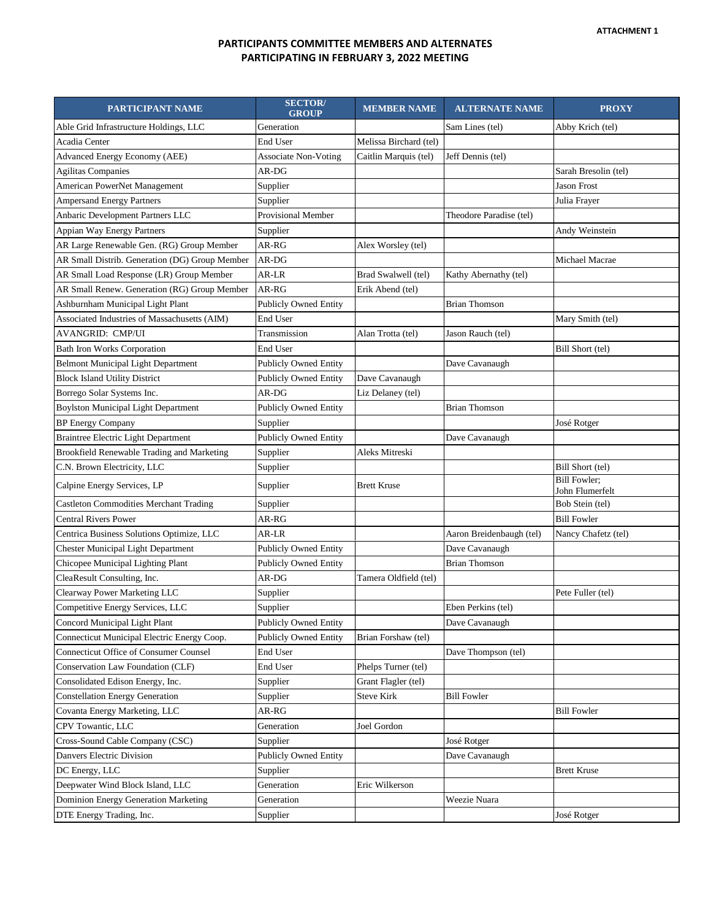**ATTACHMENT 1**

# PARTICIPANTS COMMITTEE MEMBERS AND ALTERNATES PARTICIPATING IN FEBRUARY 3, 2022 MEETING

| PARTICIPANT NAME | SECTOR/ GROUP | MEMBER NAME | ALTERNATE NAME | PROXY |
|---|---|---|---|---|
| Able Grid Infrastructure Holdings, LLC | Generation | | Sam Lines (tel) | Abby Krich (tel) |
| Acadia Center | End User | Melissa Birchard (tel) | | |
| Advanced Energy Economy (AEE) | Associate Non-Voting | Caitlin Marquis (tel) | Jeff Dennis (tel) | |
| Agilitas Companies | AR-DG | | | Sarah Bresolin (tel) |
| American PowerNet Management | Supplier | | | Jason Frost |
| Ampersand Energy Partners | Supplier | | | Julia Frayer |
| Anbaric Development Partners LLC | Provisional Member | | Theodore Paradise (tel) | |
| Appian Way Energy Partners | Supplier | | | Andy Weinstein |
| AR Large Renewable Gen. (RG) Group Member | AR-RG | Alex Worsley (tel) | | |
| AR Small Distrib. Generation (DG) Group Member | AR-DG | | | Michael Macrae |
| AR Small Load Response (LR) Group Member | AR-LR | Brad Swalwell (tel) | Kathy Abernathy (tel) | |
| AR Small Renew. Generation (RG) Group Member | AR-RG | Erik Abend (tel) | | |
| Ashburnham Municipal Light Plant | Publicly Owned Entity | | Brian Thomson | |
| Associated Industries of Massachusetts (AIM) | End User | | | Mary Smith (tel) |
| AVANGRID: CMP/UI | Transmission | Alan Trotta (tel) | Jason Rauch (tel) | |
| Bath Iron Works Corporation | End User | | | Bill Short (tel) |
| Belmont Municipal Light Department | Publicly Owned Entity | | Dave Cavanaugh | |
| Block Island Utility District | Publicly Owned Entity | Dave Cavanaugh | | |
| Borrego Solar Systems Inc. | AR-DG | Liz Delaney (tel) | | |
| Boylston Municipal Light Department | Publicly Owned Entity | | Brian Thomson | |
| BP Energy Company | Supplier | | | José Rotger |
| Braintree Electric Light Department | Publicly Owned Entity | | Dave Cavanaugh | |
| Brookfield Renewable Trading and Marketing | Supplier | Aleks Mitreski | | |
| C.N. Brown Electricity, LLC | Supplier | | | Bill Short (tel) |
| Calpine Energy Services, LP | Supplier | Brett Kruse | | Bill Fowler; John Flumerfelt |
| Castleton Commodities Merchant Trading | Supplier | | | Bob Stein (tel) |
| Central Rivers Power | AR-RG | | | Bill Fowler |
| Centrica Business Solutions Optimize, LLC | AR-LR | | Aaron Breidenbaugh (tel) | Nancy Chafetz (tel) |
| Chester Municipal Light Department | Publicly Owned Entity | | Dave Cavanaugh | |
| Chicopee Municipal Lighting Plant | Publicly Owned Entity | | Brian Thomson | |
| CleaResult Consulting, Inc. | AR-DG | Tamera Oldfield (tel) | | |
| Clearway Power Marketing LLC | Supplier | | | Pete Fuller (tel) |
| Competitive Energy Services, LLC | Supplier | | Eben Perkins (tel) | |
| Concord Municipal Light Plant | Publicly Owned Entity | | Dave Cavanaugh | |
| Connecticut Municipal Electric Energy Coop. | Publicly Owned Entity | Brian Forshaw (tel) | | |
| Connecticut Office of Consumer Counsel | End User | | Dave Thompson (tel) | |
| Conservation Law Foundation (CLF) | End User | Phelps Turner (tel) | | |
| Consolidated Edison Energy, Inc. | Supplier | Grant Flagler (tel) | | |
| Constellation Energy Generation | Supplier | Steve Kirk | Bill Fowler | |
| Covanta Energy Marketing, LLC | AR-RG | | | Bill Fowler |
| CPV Towantic, LLC | Generation | Joel Gordon | | |
| Cross-Sound Cable Company (CSC) | Supplier | | José Rotger | |
| Danvers Electric Division | Publicly Owned Entity | | Dave Cavanaugh | |
| DC Energy, LLC | Supplier | | | Brett Kruse |
| Deepwater Wind Block Island, LLC | Generation | Eric Wilkerson | | |
| Dominion Energy Generation Marketing | Generation | | Weezie Nuara | |
| DTE Energy Trading, Inc. | Supplier | | | José Rotger |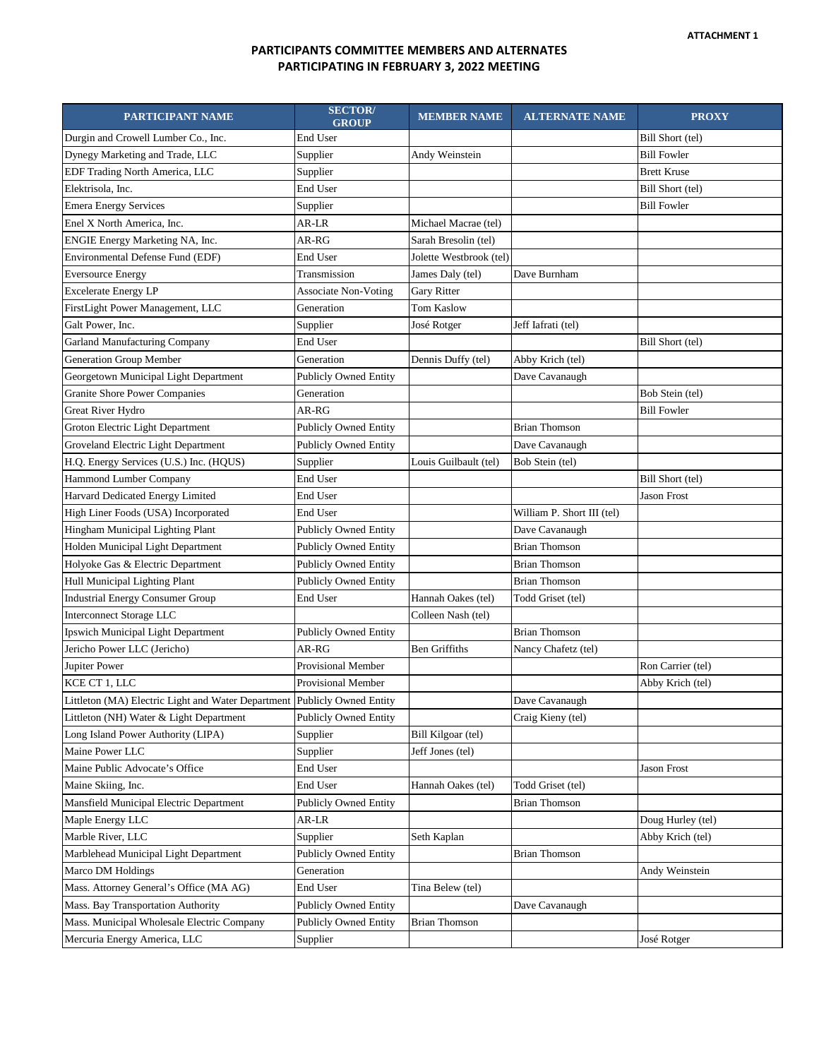ATTACHMENT 1

# PARTICIPANTS COMMITTEE MEMBERS AND ALTERNATES PARTICIPATING IN FEBRUARY 3, 2022 MEETING

| PARTICIPANT NAME | SECTOR/ GROUP | MEMBER NAME | ALTERNATE NAME | PROXY |
|---|---|---|---|---|
| Durgin and Crowell Lumber Co., Inc. | End User | | | Bill Short (tel) |
| Dynegy Marketing and Trade, LLC | Supplier | Andy Weinstein | | Bill Fowler |
| EDF Trading North America, LLC | Supplier | | | Brett Kruse |
| Elektrisola, Inc. | End User | | | Bill Short (tel) |
| Emera Energy Services | Supplier | | | Bill Fowler |
| Enel X North America, Inc. | AR-LR | Michael Macrae (tel) | | |
| ENGIE Energy Marketing NA, Inc. | AR-RG | Sarah Bresolin (tel) | | |
| Environmental Defense Fund (EDF) | End User | Jolette Westbrook (tel) | | |
| Eversource Energy | Transmission | James Daly (tel) | Dave Burnham | |
| Excelerate Energy LP | Associate Non-Voting | Gary Ritter | | |
| FirstLight Power Management, LLC | Generation | Tom Kaslow | | |
| Galt Power, Inc. | Supplier | José Rotger | Jeff Iafrati (tel) | |
| Garland Manufacturing Company | End User | | | Bill Short (tel) |
| Generation Group Member | Generation | Dennis Duffy (tel) | Abby Krich (tel) | |
| Georgetown Municipal Light Department | Publicly Owned Entity | | Dave Cavanaugh | |
| Granite Shore Power Companies | Generation | | | Bob Stein (tel) |
| Great River Hydro | AR-RG | | | Bill Fowler |
| Groton Electric Light Department | Publicly Owned Entity | | Brian Thomson | |
| Groveland Electric Light Department | Publicly Owned Entity | | Dave Cavanaugh | |
| H.Q. Energy Services (U.S.) Inc. (HQUS) | Supplier | Louis Guilbault (tel) | Bob Stein (tel) | |
| Hammond Lumber Company | End User | | | Bill Short (tel) |
| Harvard Dedicated Energy Limited | End User | | | Jason Frost |
| High Liner Foods (USA) Incorporated | End User | | William P. Short III (tel) | |
| Hingham Municipal Lighting Plant | Publicly Owned Entity | | Dave Cavanaugh | |
| Holden Municipal Light Department | Publicly Owned Entity | | Brian Thomson | |
| Holyoke Gas & Electric Department | Publicly Owned Entity | | Brian Thomson | |
| Hull Municipal Lighting Plant | Publicly Owned Entity | | Brian Thomson | |
| Industrial Energy Consumer Group | End User | Hannah Oakes (tel) | Todd Griset (tel) | |
| Interconnect Storage LLC | | Colleen Nash (tel) | | |
| Ipswich Municipal Light Department | Publicly Owned Entity | | Brian Thomson | |
| Jericho Power LLC (Jericho) | AR-RG | Ben Griffiths | Nancy Chafetz (tel) | |
| Jupiter Power | Provisional Member | | | Ron Carrier (tel) |
| KCE CT 1, LLC | Provisional Member | | | Abby Krich (tel) |
| Littleton (MA) Electric Light and Water Department | Publicly Owned Entity | | Dave Cavanaugh | |
| Littleton (NH) Water & Light Department | Publicly Owned Entity | | Craig Kieny (tel) | |
| Long Island Power Authority (LIPA) | Supplier | Bill Kilgoar (tel) | | |
| Maine Power LLC | Supplier | Jeff Jones (tel) | | |
| Maine Public Advocate's Office | End User | | | Jason Frost |
| Maine Skiing, Inc. | End User | Hannah Oakes (tel) | Todd Griset (tel) | |
| Mansfield Municipal Electric Department | Publicly Owned Entity | | Brian Thomson | |
| Maple Energy LLC | AR-LR | | | Doug Hurley (tel) |
| Marble River, LLC | Supplier | Seth Kaplan | | Abby Krich (tel) |
| Marblehead Municipal Light Department | Publicly Owned Entity | | Brian Thomson | |
| Marco DM Holdings | Generation | | | Andy Weinstein |
| Mass. Attorney General's Office (MA AG) | End User | Tina Belew (tel) | | |
| Mass. Bay Transportation Authority | Publicly Owned Entity | | Dave Cavanaugh | |
| Mass. Municipal Wholesale Electric Company | Publicly Owned Entity | Brian Thomson | | |
| Mercuria Energy America, LLC | Supplier | | | José Rotger |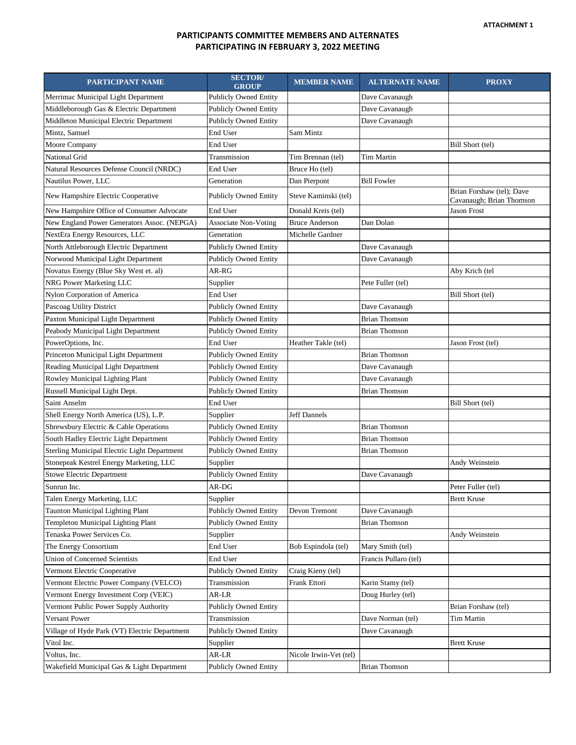ATTACHMENT 1

## PARTICIPANTS COMMITTEE MEMBERS AND ALTERNATES PARTICIPATING IN FEBRUARY 3, 2022 MEETING

| PARTICIPANT NAME | SECTOR/ GROUP | MEMBER NAME | ALTERNATE NAME | PROXY |
|---|---|---|---|---|
| Merrimac Municipal Light Department | Publicly Owned Entity | | Dave Cavanaugh | |
| Middleborough Gas & Electric Department | Publicly Owned Entity | | Dave Cavanaugh | |
| Middleton Municipal Electric Department | Publicly Owned Entity | | Dave Cavanaugh | |
| Mintz, Samuel | End User | Sam Mintz | | |
| Moore Company | End User | | | Bill Short (tel) |
| National Grid | Transmission | Tim Brennan (tel) | Tim Martin | |
| Natural Resources Defense Council (NRDC) | End User | Bruce Ho (tel) | | |
| Nautilus Power, LLC | Generation | Dan Pierpont | Bill Fowler | |
| New Hampshire Electric Cooperative | Publicly Owned Entity | Steve Kaminski (tel) | | Brian Forshaw (tel); Dave Cavanaugh; Brian Thomson |
| New Hampshire Office of Consumer Advocate | End User | Donald Kreis (tel) | | Jason Frost |
| New England Power Generators Assoc. (NEPGA) | Associate Non-Voting | Bruce Anderson | Dan Dolan | |
| NextEra Energy Resources, LLC | Generation | Michelle Gardner | | |
| North Attleborough Electric Department | Publicly Owned Entity | | Dave Cavanaugh | |
| Norwood Municipal Light Department | Publicly Owned Entity | | Dave Cavanaugh | |
| Novatus Energy (Blue Sky West et. al) | AR-RG | | | Aby Krich (tel |
| NRG Power Marketing LLC | Supplier | | Pete Fuller (tel) | |
| Nylon Corporation of America | End User | | | Bill Short (tel) |
| Pascoag Utility District | Publicly Owned Entity | | Dave Cavanaugh | |
| Paxton Municipal Light Department | Publicly Owned Entity | | Brian Thomson | |
| Peabody Municipal Light Department | Publicly Owned Entity | | Brian Thomson | |
| PowerOptions, Inc. | End User | Heather Takle (tel) | | Jason Frost (tel) |
| Princeton Municipal Light Department | Publicly Owned Entity | | Brian Thomson | |
| Reading Municipal Light Department | Publicly Owned Entity | | Dave Cavanaugh | |
| Rowley Municipal Lighting Plant | Publicly Owned Entity | | Dave Cavanaugh | |
| Russell Municipal Light Dept. | Publicly Owned Entity | | Brian Thomson | |
| Saint Anselm | End User | | | Bill Short (tel) |
| Shell Energy North America (US), L.P. | Supplier | Jeff Dannels | | |
| Shrewsbury Electric & Cable Operations | Publicly Owned Entity | | Brian Thomson | |
| South Hadley Electric Light Department | Publicly Owned Entity | | Brian Thomson | |
| Sterling Municipal Electric Light Department | Publicly Owned Entity | | Brian Thomson | |
| Stonepeak Kestrel Energy Marketing, LLC | Supplier | | | Andy Weinstein |
| Stowe Electric Department | Publicly Owned Entity | | Dave Cavanaugh | |
| Sunrun Inc. | AR-DG | | | Peter Fuller (tel) |
| Talen Energy Marketing, LLC | Supplier | | | Brett Kruse |
| Taunton Municipal Lighting Plant | Publicly Owned Entity | Devon Tremont | Dave Cavanaugh | |
| Templeton Municipal Lighting Plant | Publicly Owned Entity | | Brian Thomson | |
| Tenaska Power Services Co. | Supplier | | | Andy Weinstein |
| The Energy Consortium | End User | Bob Espindola (tel) | Mary Smith (tel) | |
| Union of Concerned Scientists | End User | | Francis Pullaro (tel) | |
| Vermont Electric Cooperative | Publicly Owned Entity | Craig Kieny (tel) | | |
| Vermont Electric Power Company (VELCO) | Transmission | Frank Ettori | Karin Stamy (tel) | |
| Vermont Energy Investment Corp (VEIC) | AR-LR | | Doug Hurley (tel) | |
| Vermont Public Power Supply Authority | Publicly Owned Entity | | | Brian Forshaw (tel) |
| Versant Power | Transmission | | Dave Norman (tel) | Tim Martin |
| Village of Hyde Park (VT) Electric Department | Publicly Owned Entity | | Dave Cavanaugh | |
| Vitol Inc. | Supplier | | | Brett Kruse |
| Voltus, Inc. | AR-LR | Nicole Irwin-Vet (tel) | | |
| Wakefield Municipal Gas & Light Department | Publicly Owned Entity | | Brian Thomson | |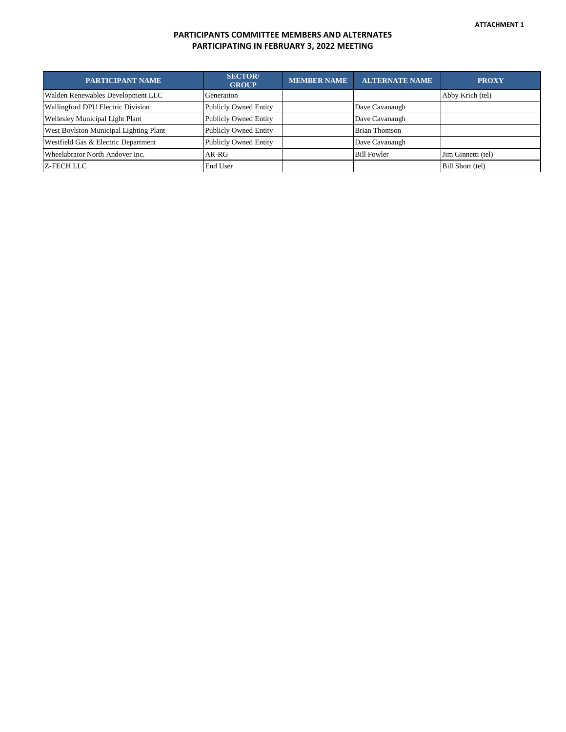ATTACHMENT 1

## PARTICIPANTS COMMITTEE MEMBERS AND ALTERNATES
## PARTICIPATING IN FEBRUARY 3, 2022 MEETING

| PARTICIPANT NAME | SECTOR/ GROUP | MEMBER NAME | ALTERNATE NAME | PROXY |
|---|---|---|---|---|
| Walden Renewables Development LLC | Generation | | | Abby Krich (tel) |
| Wallingford DPU Electric Division | Publicly Owned Entity | | Dave Cavanaugh | |
| Wellesley Municipal Light Plant | Publicly Owned Entity | | Dave Cavanaugh | |
| West Boylston Municipal Lighting Plant | Publicly Owned Entity | | Brian Thomson | |
| Westfield Gas & Electric Department | Publicly Owned Entity | | Dave Cavanaugh | |
| Wheelabrator North Andover Inc. | AR-RG | | Bill Fowler | Jim Ginnetti (tel) |
| Z-TECH LLC | End User | | | Bill Short (tel) |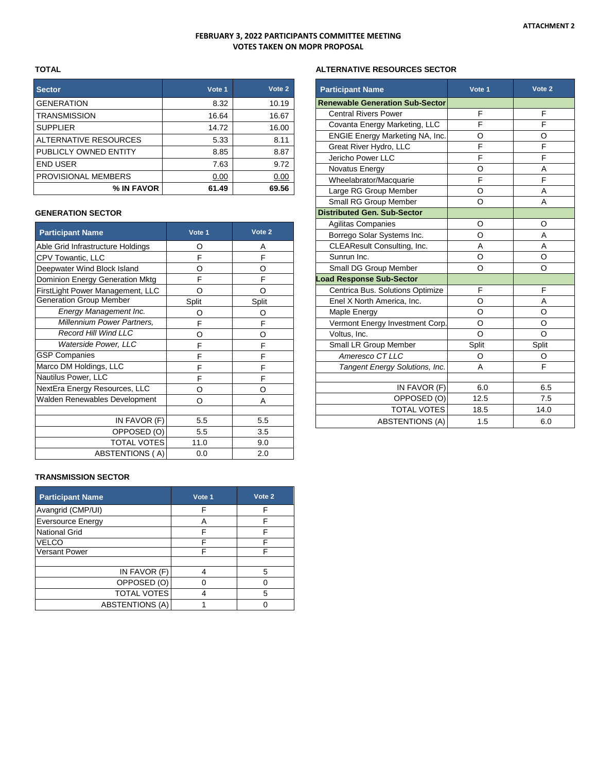ATTACHMENT 2

# FEBRUARY 3, 2022 PARTICIPANTS COMMITTEE MEETING
## VOTES TAKEN ON MOPR PROPOSAL

### TOTAL

| Sector | Vote 1 | Vote 2 |
|---|---|---|
| GENERATION | 8.32 | 10.19 |
| TRANSMISSION | 16.64 | 16.67 |
| SUPPLIER | 14.72 | 16.00 |
| ALTERNATIVE RESOURCES | 5.33 | 8.11 |
| PUBLICLY OWNED ENTITY | 8.85 | 8.87 |
| END USER | 7.63 | 9.72 |
| PROVISIONAL MEMBERS | 0.00 | 0.00 |
| **% IN FAVOR** | **61.49** | **69.56** |

### GENERATION SECTOR

| Participant Name | Vote 1 | Vote 2 |
|---|---|---|
| Able Grid Infrastructure Holdings | O | A |
| CPV Towantic, LLC | F | F |
| Deepwater Wind Block Island | O | O |
| Dominion Energy Generation Mktg | F | F |
| FirstLight Power Management, LLC | O | O |
| Generation Group Member | Split | Split |
| *Energy Management Inc.* | O | O |
| *Millennium Power Partners,* | F | F |
| *Record Hill Wind LLC* | O | O |
| *Waterside Power, LLC* | F | F |
| GSP Companies | F | F |
| Marco DM Holdings, LLC | F | F |
| Nautilus Power, LLC | F | F |
| NextEra Energy Resources, LLC | O | O |
| Walden Renewables Development | O | A |
| | | |
| IN FAVOR (F) | 5.5 | 5.5 |
| OPPOSED (O) | 5.5 | 3.5 |
| TOTAL VOTES | 11.0 | 9.0 |
| ABSTENTIONS ( A) | 0.0 | 2.0 |

### TRANSMISSION SECTOR

| Participant Name | Vote 1 | Vote 2 |
|---|---|---|
| Avangrid (CMP/UI) | F | F |
| Eversource Energy | A | F |
| National Grid | F | F |
| VELCO | F | F |
| Versant Power | F | F |
| | | |
| IN FAVOR (F) | 4 | 5 |
| OPPOSED (O) | 0 | 0 |
| TOTAL VOTES | 4 | 5 |
| ABSTENTIONS (A) | 1 | 0 |

### ALTERNATIVE RESOURCES SECTOR

| Participant Name | Vote 1 | Vote 2 |
|---|---|---|
| **Renewable Generation Sub-Sector** | | |
| Central Rivers Power | F | F |
| Covanta Energy Marketing, LLC | F | F |
| ENGIE Energy Marketing NA, Inc. | O | O |
| Great River Hydro, LLC | F | F |
| Jericho Power LLC | F | F |
| Novatus Energy | O | A |
| Wheelabrator/Macquarie | F | F |
| Large RG Group Member | O | A |
| Small RG Group Member | O | A |
| **Distributed Gen. Sub-Sector** | | |
| Agilitas Companies | O | O |
| Borrego Solar Systems Inc. | O | A |
| CLEAResult Consulting, Inc. | A | A |
| Sunrun Inc. | O | O |
| Small DG Group Member | O | O |
| **Load Response Sub-Sector** | | |
| Centrica Bus. Solutions Optimize | F | F |
| Enel X North America, Inc. | O | A |
| Maple Energy | O | O |
| Vermont Energy Investment Corp. | O | O |
| Voltus, Inc. | O | O |
| Small LR Group Member | Split | Split |
| *Ameresco CT LLC* | O | O |
| *Tangent Energy Solutions, Inc.* | A | F |
| | | |
| IN FAVOR (F) | 6.0 | 6.5 |
| OPPOSED (O) | 12.5 | 7.5 |
| TOTAL VOTES | 18.5 | 14.0 |
| ABSTENTIONS (A) | 1.5 | 6.0 |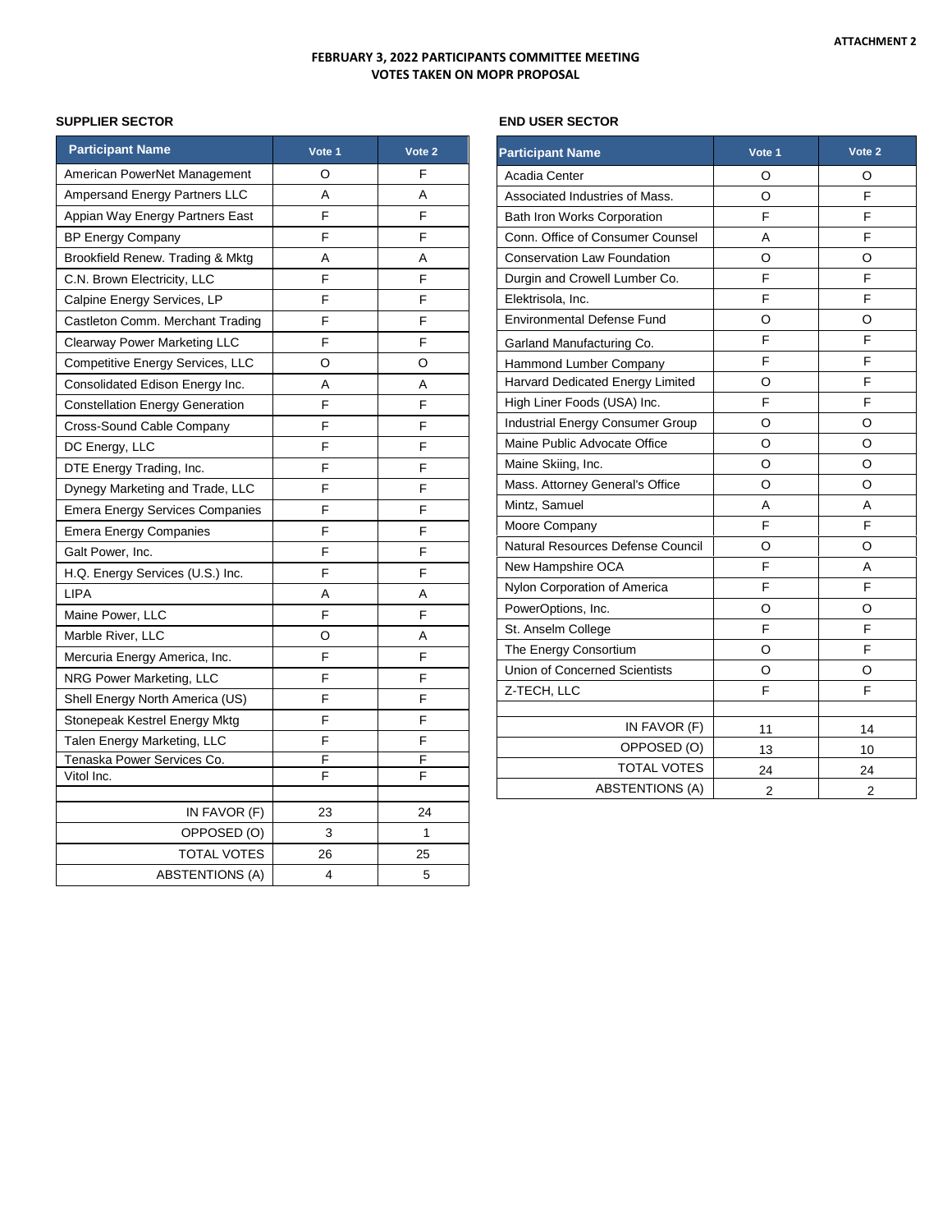**ATTACHMENT 2**

# FEBRUARY 3, 2022 PARTICIPANTS COMMITTEE MEETING
## VOTES TAKEN ON MOPR PROPOSAL

### SUPPLIER SECTOR

| Participant Name | Vote 1 | Vote 2 |
|---|---|---|
| American PowerNet Management | O | F |
| Ampersand Energy Partners LLC | A | A |
| Appian Way Energy Partners East | F | F |
| BP Energy Company | F | F |
| Brookfield Renew. Trading & Mktg | A | A |
| C.N. Brown Electricity, LLC | F | F |
| Calpine Energy Services, LP | F | F |
| Castleton Comm. Merchant Trading | F | F |
| Clearway Power Marketing LLC | F | F |
| Competitive Energy Services, LLC | O | O |
| Consolidated Edison Energy Inc. | A | A |
| Constellation Energy Generation | F | F |
| Cross-Sound Cable Company | F | F |
| DC Energy, LLC | F | F |
| DTE Energy Trading, Inc. | F | F |
| Dynegy Marketing and Trade, LLC | F | F |
| Emera Energy Services Companies | F | F |
| Emera Energy Companies | F | F |
| Galt Power, Inc. | F | F |
| H.Q. Energy Services (U.S.) Inc. | F | F |
| LIPA | A | A |
| Maine Power, LLC | F | F |
| Marble River, LLC | O | A |
| Mercuria Energy America, Inc. | F | F |
| NRG Power Marketing, LLC | F | F |
| Shell Energy North America (US) | F | F |
| Stonepeak Kestrel Energy Mktg | F | F |
| Talen Energy Marketing, LLC | F | F |
| Tenaska Power Services Co. | F | F |
| Vitol Inc. | F | F |
| | | |
| IN FAVOR (F) | 23 | 24 |
| OPPOSED (O) | 3 | 1 |
| TOTAL VOTES | 26 | 25 |
| ABSTENTIONS (A) | 4 | 5 |

### END USER SECTOR

| Participant Name | Vote 1 | Vote 2 |
|---|---|---|
| Acadia Center | O | O |
| Associated Industries of Mass. | O | F |
| Bath Iron Works Corporation | F | F |
| Conn. Office of Consumer Counsel | A | F |
| Conservation Law Foundation | O | O |
| Durgin and Crowell Lumber Co. | F | F |
| Elektrisola, Inc. | F | F |
| Environmental Defense Fund | O | O |
| Garland Manufacturing Co. | F | F |
| Hammond Lumber Company | F | F |
| Harvard Dedicated Energy Limited | O | F |
| High Liner Foods (USA) Inc. | F | F |
| Industrial Energy Consumer Group | O | O |
| Maine Public Advocate Office | O | O |
| Maine Skiing, Inc. | O | O |
| Mass. Attorney General's Office | O | O |
| Mintz, Samuel | A | A |
| Moore Company | F | F |
| Natural Resources Defense Council | O | O |
| New Hampshire OCA | F | A |
| Nylon Corporation of America | F | F |
| PowerOptions, Inc. | O | O |
| St. Anselm College | F | F |
| The Energy Consortium | O | F |
| Union of Concerned Scientists | O | O |
| Z-TECH, LLC | F | F |
| | | |
| IN FAVOR (F) | 11 | 14 |
| OPPOSED (O) | 13 | 10 |
| TOTAL VOTES | 24 | 24 |
| ABSTENTIONS (A) | 2 | 2 |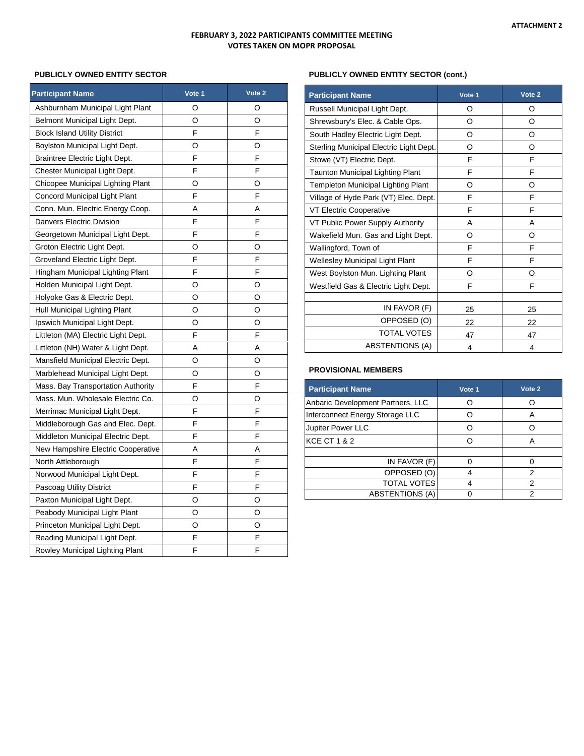ATTACHMENT 2

**FEBRUARY 3, 2022 PARTICIPANTS COMMITTEE MEETING**
**VOTES TAKEN ON MOPR PROPOSAL**

### PUBLICLY OWNED ENTITY SECTOR

| Participant Name | Vote 1 | Vote 2 |
|---|---|---|
| Ashburnham Municipal Light Plant | O | O |
| Belmont Municipal Light Dept. | O | O |
| Block Island Utility District | F | F |
| Boylston Municipal Light Dept. | O | O |
| Braintree Electric Light Dept. | F | F |
| Chester Municipal Light Dept. | F | F |
| Chicopee Municipal Lighting Plant | O | O |
| Concord Municipal Light Plant | F | F |
| Conn. Mun. Electric Energy Coop. | A | A |
| Danvers Electric Division | F | F |
| Georgetown Municipal Light Dept. | F | F |
| Groton Electric Light Dept. | O | O |
| Groveland Electric Light Dept. | F | F |
| Hingham Municipal Lighting Plant | F | F |
| Holden Municipal Light Dept. | O | O |
| Holyoke Gas & Electric Dept. | O | O |
| Hull Municipal Lighting Plant | O | O |
| Ipswich Municipal Light Dept. | O | O |
| Littleton (MA) Electric Light Dept. | F | F |
| Littleton (NH) Water & Light Dept. | A | A |
| Mansfield Municipal Electric Dept. | O | O |
| Marblehead Municipal Light Dept. | O | O |
| Mass. Bay Transportation Authority | F | F |
| Mass. Mun. Wholesale Electric Co. | O | O |
| Merrimac Municipal Light Dept. | F | F |
| Middleborough Gas and Elec. Dept. | F | F |
| Middleton Municipal Electric Dept. | F | F |
| New Hampshire Electric Cooperative | A | A |
| North Attleborough | F | F |
| Norwood Municipal Light Dept. | F | F |
| Pascoag Utility District | F | F |
| Paxton Municipal Light Dept. | O | O |
| Peabody Municipal Light Plant | O | O |
| Princeton Municipal Light Dept. | O | O |
| Reading Municipal Light Dept. | F | F |
| Rowley Municipal Lighting Plant | F | F |

### PUBLICLY OWNED ENTITY SECTOR (cont.)

| Participant Name | Vote 1 | Vote 2 |
|---|---|---|
| Russell Municipal Light Dept. | O | O |
| Shrewsbury's Elec. & Cable Ops. | O | O |
| South Hadley Electric Light Dept. | O | O |
| Sterling Municipal Electric Light Dept. | O | O |
| Stowe (VT) Electric Dept. | F | F |
| Taunton Municipal Lighting Plant | F | F |
| Templeton Municipal Lighting Plant | O | O |
| Village of Hyde Park (VT) Elec. Dept. | F | F |
| VT Electric Cooperative | F | F |
| VT Public Power Supply Authority | A | A |
| Wakefield Mun. Gas and Light Dept. | O | O |
| Wallingford, Town of | F | F |
| Wellesley Municipal Light Plant | F | F |
| West Boylston Mun. Lighting Plant | O | O |
| Westfield Gas & Electric Light Dept. | F | F |
| | | |
| IN FAVOR (F) | 25 | 25 |
| OPPOSED (O) | 22 | 22 |
| TOTAL VOTES | 47 | 47 |
| ABSTENTIONS (A) | 4 | 4 |

### PROVISIONAL MEMBERS

| Participant Name | Vote 1 | Vote 2 |
|---|---|---|
| Anbaric Development Partners, LLC | O | O |
| Interconnect Energy Storage LLC | O | A |
| Jupiter Power LLC | O | O |
| KCE CT 1 & 2 | O | A |
| | | |
| IN FAVOR (F) | 0 | 0 |
| OPPOSED (O) | 4 | 2 |
| TOTAL VOTES | 4 | 2 |
| ABSTENTIONS (A) | 0 | 2 |